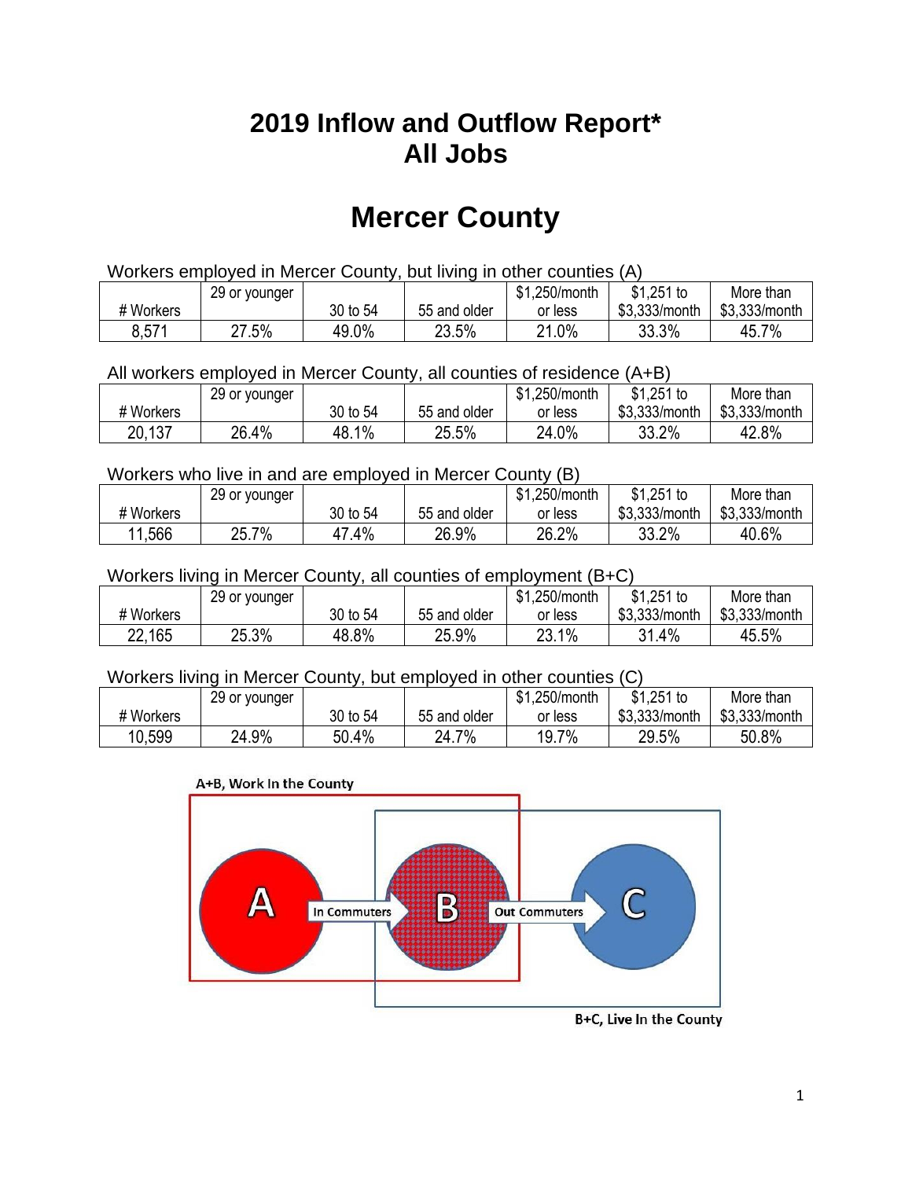# 2019 Inflow and Outflow Report*
# All Jobs

# Mercer County

Workers employed in Mercer County, but living in other counties (A)

| # Workers | 29 or younger | 30 to 54 | 55 and older | $1,250/month or less | $1,251 to $3,333/month | More than $3,333/month |
|---|---|---|---|---|---|---|
| 8,571 | 27.5% | 49.0% | 23.5% | 21.0% | 33.3% | 45.7% |

All workers employed in Mercer County, all counties of residence (A+B)

| # Workers | 29 or younger | 30 to 54 | 55 and older | $1,250/month or less | $1,251 to $3,333/month | More than $3,333/month |
|---|---|---|---|---|---|---|
| 20,137 | 26.4% | 48.1% | 25.5% | 24.0% | 33.2% | 42.8% |

Workers who live in and are employed in Mercer County (B)

| # Workers | 29 or younger | 30 to 54 | 55 and older | $1,250/month or less | $1,251 to $3,333/month | More than $3,333/month |
|---|---|---|---|---|---|---|
| 11,566 | 25.7% | 47.4% | 26.9% | 26.2% | 33.2% | 40.6% |

Workers living in Mercer County, all counties of employment (B+C)

| # Workers | 29 or younger | 30 to 54 | 55 and older | $1,250/month or less | $1,251 to $3,333/month | More than $3,333/month |
|---|---|---|---|---|---|---|
| 22,165 | 25.3% | 48.8% | 25.9% | 23.1% | 31.4% | 45.5% |

Workers living in Mercer County, but employed in other counties (C)

| # Workers | 29 or younger | 30 to 54 | 55 and older | $1,250/month or less | $1,251 to $3,333/month | More than $3,333/month |
|---|---|---|---|---|---|---|
| 10,599 | 24.9% | 50.4% | 24.7% | 19.7% | 29.5% | 50.8% |

A+B, Work In the County

A — In Commuters → B — Out Commuters → C

B+C, Live In the County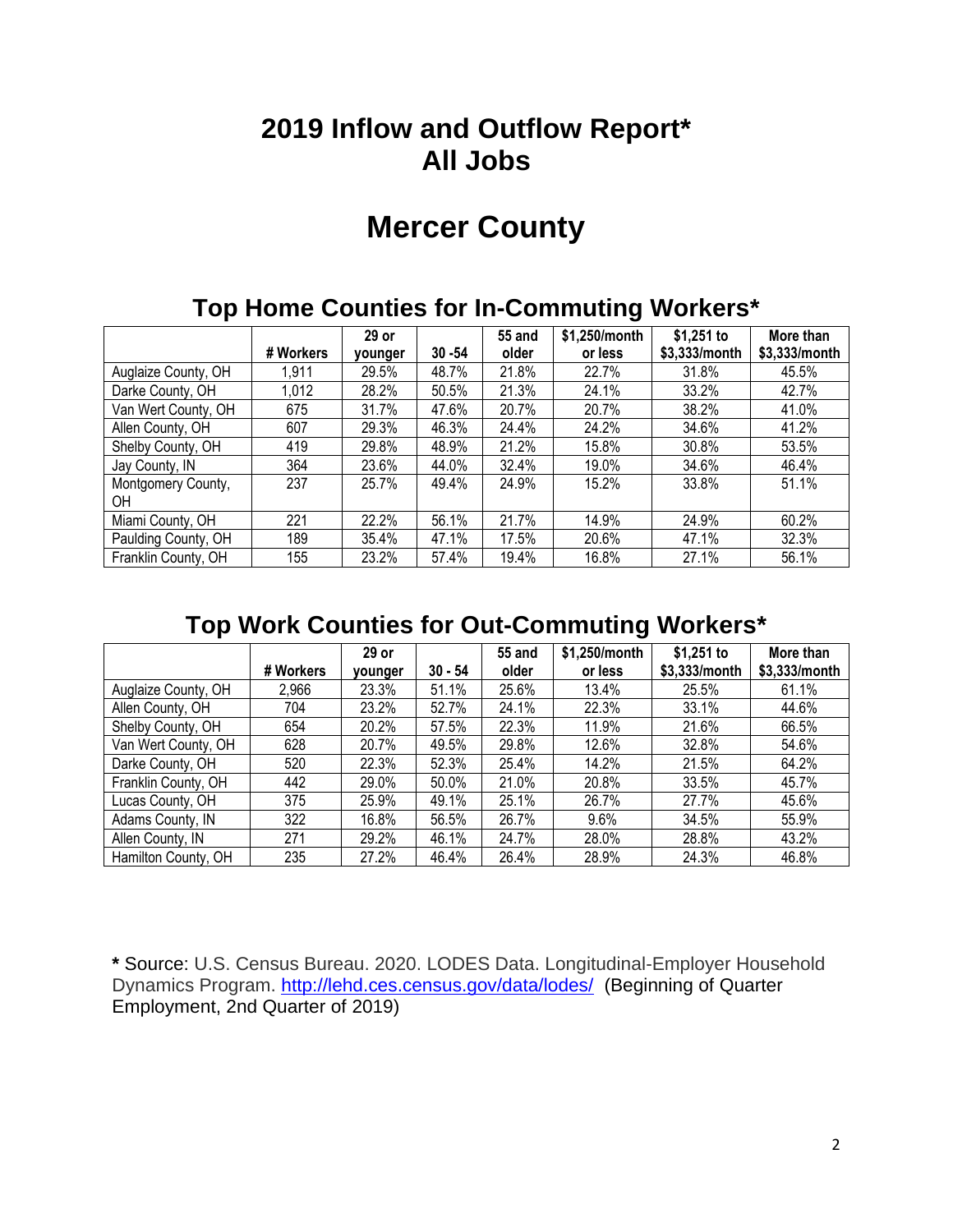# 2019 Inflow and Outflow Report*
# All Jobs

# Mercer County

## Top Home Counties for In-Commuting Workers*

| | # Workers | 29 or younger | 30 -54 | 55 and older | $1,250/month or less | $1,251 to $3,333/month | More than $3,333/month |
|---|---|---|---|---|---|---|---|
| Auglaize County, OH | 1,911 | 29.5% | 48.7% | 21.8% | 22.7% | 31.8% | 45.5% |
| Darke County, OH | 1,012 | 28.2% | 50.5% | 21.3% | 24.1% | 33.2% | 42.7% |
| Van Wert County, OH | 675 | 31.7% | 47.6% | 20.7% | 20.7% | 38.2% | 41.0% |
| Allen County, OH | 607 | 29.3% | 46.3% | 24.4% | 24.2% | 34.6% | 41.2% |
| Shelby County, OH | 419 | 29.8% | 48.9% | 21.2% | 15.8% | 30.8% | 53.5% |
| Jay County, IN | 364 | 23.6% | 44.0% | 32.4% | 19.0% | 34.6% | 46.4% |
| Montgomery County, OH | 237 | 25.7% | 49.4% | 24.9% | 15.2% | 33.8% | 51.1% |
| Miami County, OH | 221 | 22.2% | 56.1% | 21.7% | 14.9% | 24.9% | 60.2% |
| Paulding County, OH | 189 | 35.4% | 47.1% | 17.5% | 20.6% | 47.1% | 32.3% |
| Franklin County, OH | 155 | 23.2% | 57.4% | 19.4% | 16.8% | 27.1% | 56.1% |

## Top Work Counties for Out-Commuting Workers*

| | # Workers | 29 or younger | 30 - 54 | 55 and older | $1,250/month or less | $1,251 to $3,333/month | More than $3,333/month |
|---|---|---|---|---|---|---|---|
| Auglaize County, OH | 2,966 | 23.3% | 51.1% | 25.6% | 13.4% | 25.5% | 61.1% |
| Allen County, OH | 704 | 23.2% | 52.7% | 24.1% | 22.3% | 33.1% | 44.6% |
| Shelby County, OH | 654 | 20.2% | 57.5% | 22.3% | 11.9% | 21.6% | 66.5% |
| Van Wert County, OH | 628 | 20.7% | 49.5% | 29.8% | 12.6% | 32.8% | 54.6% |
| Darke County, OH | 520 | 22.3% | 52.3% | 25.4% | 14.2% | 21.5% | 64.2% |
| Franklin County, OH | 442 | 29.0% | 50.0% | 21.0% | 20.8% | 33.5% | 45.7% |
| Lucas County, OH | 375 | 25.9% | 49.1% | 25.1% | 26.7% | 27.7% | 45.6% |
| Adams County, IN | 322 | 16.8% | 56.5% | 26.7% | 9.6% | 34.5% | 55.9% |
| Allen County, IN | 271 | 29.2% | 46.1% | 24.7% | 28.0% | 28.8% | 43.2% |
| Hamilton County, OH | 235 | 27.2% | 46.4% | 26.4% | 28.9% | 24.3% | 46.8% |

**\*** Source: U.S. Census Bureau. 2020. LODES Data. Longitudinal-Employer Household Dynamics Program. http://lehd.ces.census.gov/data/lodes/ (Beginning of Quarter Employment, 2nd Quarter of 2019)